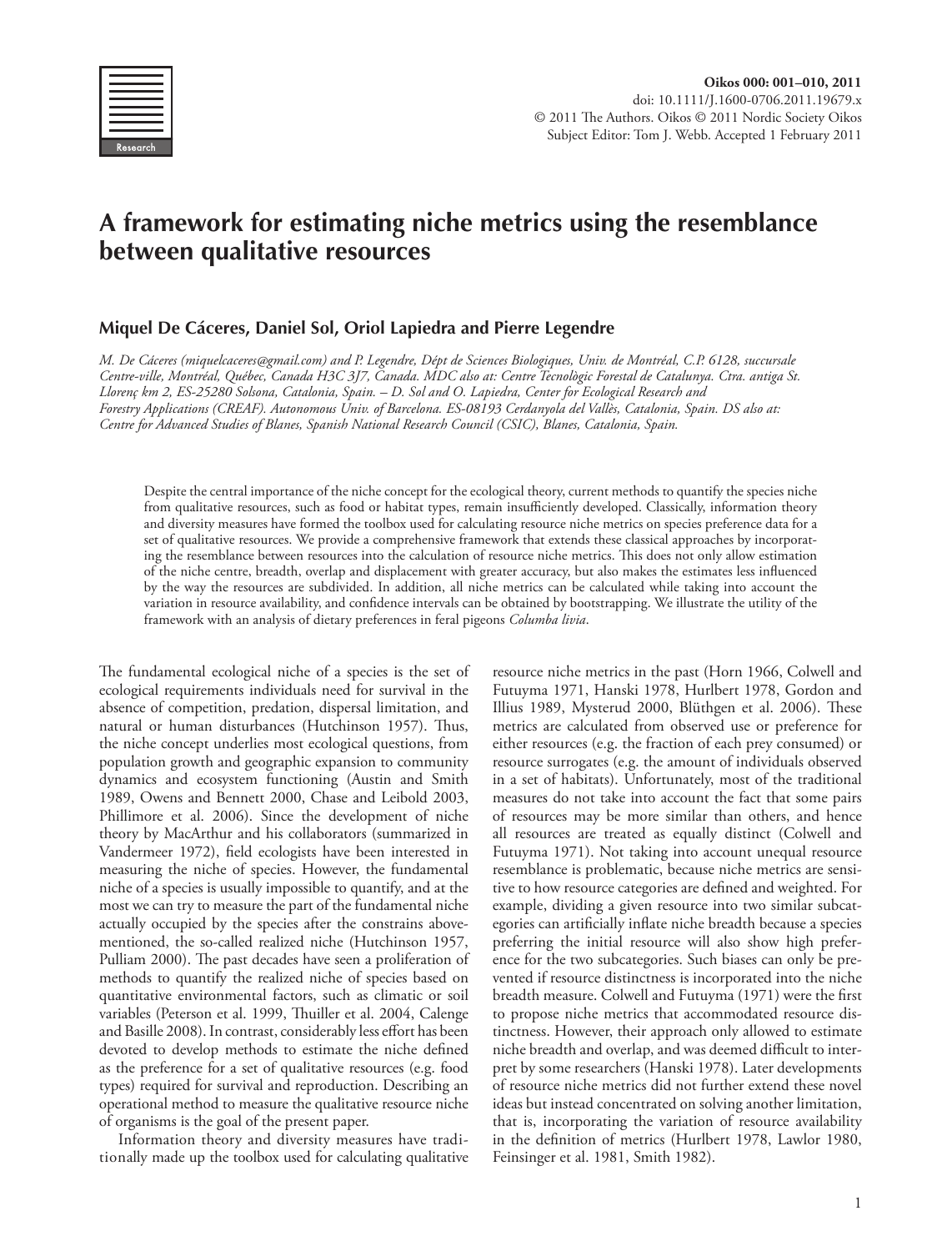# A framework for estimating niche metrics using the resemblance between qualitative resources

**Miquel De Cáceres, Daniel Sol, Oriol Lapiedra and Pierre Legendre**

*M. De Cáceres (miquelcaceres@gmail.com) and P. Legendre, Dépt de Sciences Biologiques, Univ. de Montréal, C.P. 6128, succursale Centre-ville, Montréal, Québec, Canada H3C 3J7, Canada. MDC also at: Centre Tecnològic Forestal de Catalunya. Ctra. antiga St. Llorenç km 2, ES-25280 Solsona, Catalonia, Spain. – D. Sol and O. Lapiedra, Center for Ecological Research and Forestry Applications (CREAF). Autonomous Univ. of Barcelona. ES-08193 Cerdanyola del Vallès, Catalonia, Spain. DS also at: Centre for Advanced Studies of Blanes, Spanish National Research Council (CSIC), Blanes, Catalonia, Spain.*

Despite the central importance of the niche concept for the ecological theory, current methods to quantify the species niche from qualitative resources, such as food or habitat types, remain insufficiently developed. Classically, information theory and diversity measures have formed the toolbox used for calculating resource niche metrics on species preference data for a set of qualitative resources. We provide a comprehensive framework that extends these classical approaches by incorporating the resemblance between resources into the calculation of resource niche metrics. This does not only allow estimation of the niche centre, breadth, overlap and displacement with greater accuracy, but also makes the estimates less influenced by the way the resources are subdivided. In addition, all niche metrics can be calculated while taking into account the variation in resource availability, and confidence intervals can be obtained by bootstrapping. We illustrate the utility of the framework with an analysis of dietary preferences in feral pigeons *Columba livia*.

The fundamental ecological niche of a species is the set of ecological requirements individuals need for survival in the absence of competition, predation, dispersal limitation, and natural or human disturbances (Hutchinson 1957). Thus, the niche concept underlies most ecological questions, from population growth and geographic expansion to community dynamics and ecosystem functioning (Austin and Smith 1989, Owens and Bennett 2000, Chase and Leibold 2003, Phillimore et al. 2006). Since the development of niche theory by MacArthur and his collaborators (summarized in Vandermeer 1972), field ecologists have been interested in measuring the niche of species. However, the fundamental niche of a species is usually impossible to quantify, and at the most we can try to measure the part of the fundamental niche actually occupied by the species after the constrains abovementioned, the so-called realized niche (Hutchinson 1957, Pulliam 2000). The past decades have seen a proliferation of methods to quantify the realized niche of species based on quantitative environmental factors, such as climatic or soil variables (Peterson et al. 1999, Thuiller et al. 2004, Calenge and Basille 2008). In contrast, considerably less effort has been devoted to develop methods to estimate the niche defined as the preference for a set of qualitative resources (e.g. food types) required for survival and reproduction. Describing an operational method to measure the qualitative resource niche of organisms is the goal of the present paper.

Information theory and diversity measures have traditionally made up the toolbox used for calculating qualitative resource niche metrics in the past (Horn 1966, Colwell and Futuyma 1971, Hanski 1978, Hurlbert 1978, Gordon and Illius 1989, Mysterud 2000, Blüthgen et al. 2006). These metrics are calculated from observed use or preference for either resources (e.g. the fraction of each prey consumed) or resource surrogates (e.g. the amount of individuals observed in a set of habitats). Unfortunately, most of the traditional measures do not take into account the fact that some pairs of resources may be more similar than others, and hence all resources are treated as equally distinct (Colwell and Futuyma 1971). Not taking into account unequal resource resemblance is problematic, because niche metrics are sensitive to how resource categories are defined and weighted. For example, dividing a given resource into two similar subcategories can artificially inflate niche breadth because a species preferring the initial resource will also show high preference for the two subcategories. Such biases can only be prevented if resource distinctness is incorporated into the niche breadth measure. Colwell and Futuyma (1971) were the first to propose niche metrics that accommodated resource distinctness. However, their approach only allowed to estimate niche breadth and overlap, and was deemed difficult to interpret by some researchers (Hanski 1978). Later developments of resource niche metrics did not further extend these novel ideas but instead concentrated on solving another limitation, that is, incorporating the variation of resource availability in the definition of metrics (Hurlbert 1978, Lawlor 1980, Feinsinger et al. 1981, Smith 1982).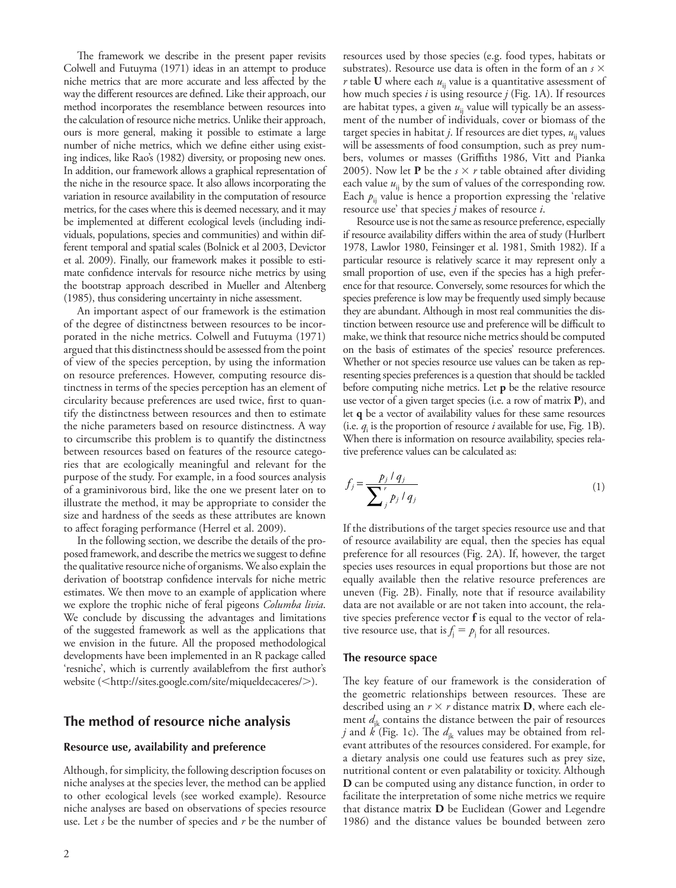The framework we describe in the present paper revisits Colwell and Futuyma (1971) ideas in an attempt to produce niche metrics that are more accurate and less affected by the way the different resources are defined. Like their approach, our method incorporates the resemblance between resources into the calculation of resource niche metrics. Unlike their approach, ours is more general, making it possible to estimate a large number of niche metrics, which we define either using existing indices, like Rao's (1982) diversity, or proposing new ones. In addition, our framework allows a graphical representation of the niche in the resource space. It also allows incorporating the variation in resource availability in the computation of resource metrics, for the cases where this is deemed necessary, and it may be implemented at different ecological levels (including individuals, populations, species and communities) and within different temporal and spatial scales (Bolnick et al 2003, Devictor et al. 2009). Finally, our framework makes it possible to estimate confidence intervals for resource niche metrics by using the bootstrap approach described in Mueller and Altenberg (1985), thus considering uncertainty in niche assessment.

An important aspect of our framework is the estimation of the degree of distinctness between resources to be incorporated in the niche metrics. Colwell and Futuyma (1971) argued that this distinctness should be assessed from the point of view of the species perception, by using the information on resource preferences. However, computing resource distinctness in terms of the species perception has an element of circularity because preferences are used twice, first to quantify the distinctness between resources and then to estimate the niche parameters based on resource distinctness. A way to circumscribe this problem is to quantify the distinctness between resources based on features of the resource categories that are ecologically meaningful and relevant for the purpose of the study. For example, in a food sources analysis of a graminivorous bird, like the one we present later on to illustrate the method, it may be appropriate to consider the size and hardness of the seeds as these attributes are known to affect foraging performance (Herrel et al. 2009).

In the following section, we describe the details of the proposed framework, and describe the metrics we suggest to define the qualitative resource niche of organisms. We also explain the derivation of bootstrap confidence intervals for niche metric estimates. We then move to an example of application where we explore the trophic niche of feral pigeons *Columba livia*. We conclude by discussing the advantages and limitations of the suggested framework as well as the applications that we envision in the future. All the proposed methodological developments have been implemented in an R package called 'resniche', which is currently availablefrom the first author's website (<http://sites.google.com/site/miqueldecaceres/>).

## The method of resource niche analysis

### Resource use, availability and preference

Although, for simplicity, the following description focuses on niche analyses at the species lever, the method can be applied to other ecological levels (see worked example). Resource niche analyses are based on observations of species resource use. Let $s$ be the number of species and $r$ be the number of resources used by those species (e.g. food types, habitats or substrates). Resource use data is often in the form of an $s \times r$ table $\mathbf{U}$ where each $u_{ij}$ value is a quantitative assessment of how much species $i$ is using resource $j$ (Fig. 1A). If resources are habitat types, a given $u_{ij}$ value will typically be an assessment of the number of individuals, cover or biomass of the target species in habitat $j$. If resources are diet types, $u_{ij}$ values will be assessments of food consumption, such as prey numbers, volumes or masses (Griffiths 1986, Vitt and Pianka 2005). Now let $\mathbf{P}$ be the $s \times r$ table obtained after dividing each value $u_{ij}$ by the sum of values of the corresponding row. Each $p_{ij}$ value is hence a proportion expressing the 'relative resource use' that species $j$ makes of resource $i$.

Resource use is not the same as resource preference, especially if resource availability differs within the area of study (Hurlbert 1978, Lawlor 1980, Feinsinger et al. 1981, Smith 1982). If a particular resource is relatively scarce it may represent only a small proportion of use, even if the species has a high preference for that resource. Conversely, some resources for which the species preference is low may be frequently used simply because they are abundant. Although in most real communities the distinction between resource use and preference will be difficult to make, we think that resource niche metrics should be computed on the basis of estimates of the species' resource preferences. Whether or not species resource use values can be taken as representing species preferences is a question that should be tackled before computing niche metrics. Let $\mathbf{p}$ be the relative resource use vector of a given target species (i.e. a row of matrix $\mathbf{P}$), and let $\mathbf{q}$ be a vector of availability values for these same resources (i.e. $q_i$ is the proportion of resource $i$ available for use, Fig. 1B). When there is information on resource availability, species relative preference values can be calculated as:

$$f_j = \frac{p_j / q_j}{\sum_j^r p_j / q_j} \tag{1}$$

If the distributions of the target species resource use and that of resource availability are equal, then the species has equal preference for all resources (Fig. 2A). If, however, the target species uses resources in equal proportions but those are not equally available then the relative resource preferences are uneven (Fig. 2B). Finally, note that if resource availability data are not available or are not taken into account, the relative species preference vector $\mathbf{f}$ is equal to the vector of relative resource use, that is $f_j = p_j$ for all resources.

### The resource space

The key feature of our framework is the consideration of the geometric relationships between resources. These are described using an $r \times r$ distance matrix $\mathbf{D}$, where each element $d_{jk}$ contains the distance between the pair of resources $j$ and $k$ (Fig. 1c). The $d_{jk}$ values may be obtained from relevant attributes of the resources considered. For example, for a dietary analysis one could use features such as prey size, nutritional content or even palatability or toxicity. Although $\mathbf{D}$ can be computed using any distance function, in order to facilitate the interpretation of some niche metrics we require that distance matrix $\mathbf{D}$ be Euclidean (Gower and Legendre 1986) and the distance values be bounded between zero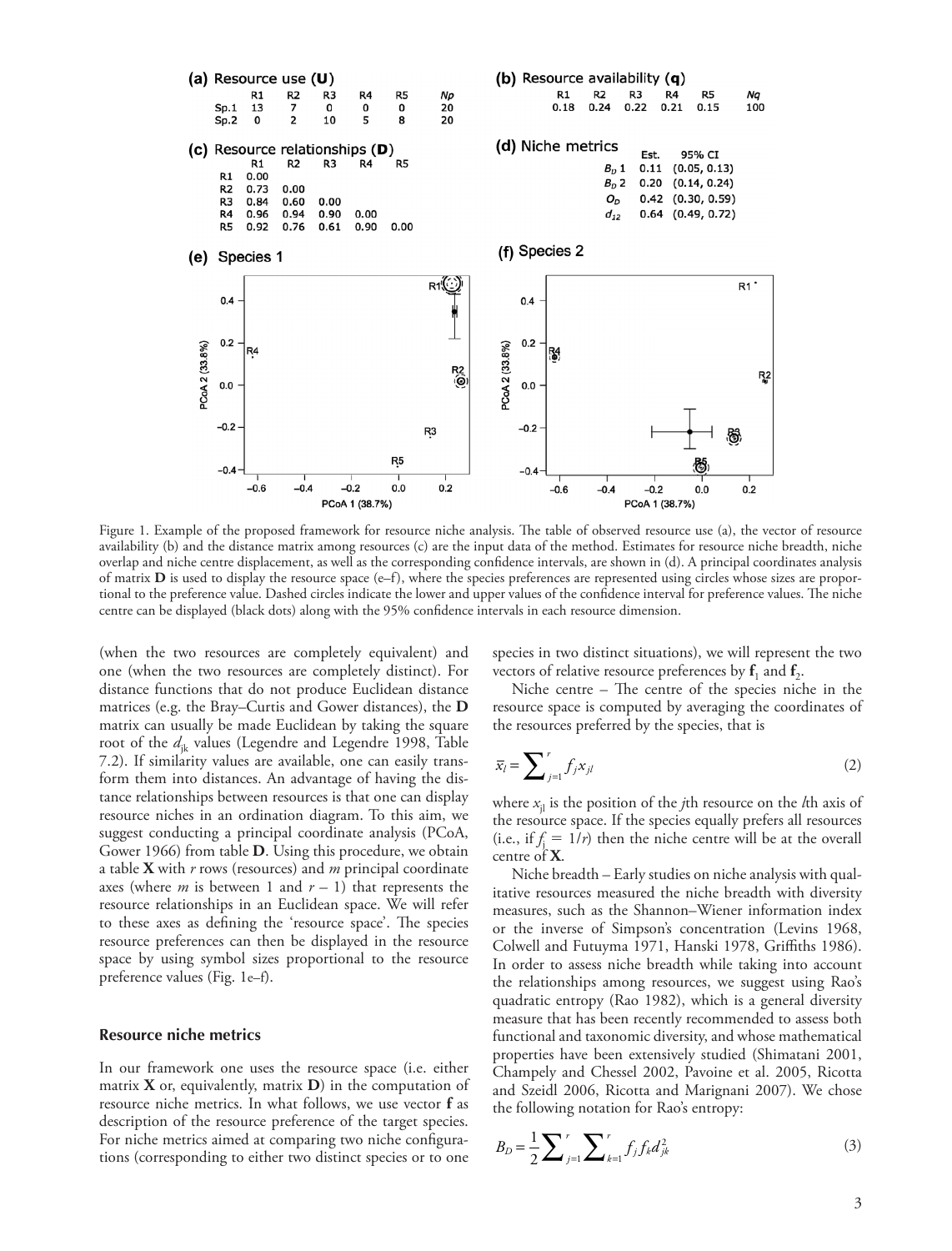**(a) Resource use (U)**

| | R1 | R2 | R3 | R4 | R5 | Np |
|---|---|---|---|---|---|---|
| Sp.1 | 13 | 7 | 0 | 0 | 0 | 20 |
| Sp.2 | 0 | 2 | 10 | 5 | 8 | 20 |

**(b) Resource availability (q)**

| R1 | R2 | R3 | R4 | R5 | Nq |
|---|---|---|---|---|---|
| 0.18 | 0.24 | 0.22 | 0.21 | 0.15 | 100 |

**(c) Resource relationships (D)**

| | R1 | R2 | R3 | R4 | R5 |
|---|---|---|---|---|---|
| R1 | 0.00 | | | | |
| R2 | 0.73 | 0.00 | | | |
| R3 | 0.84 | 0.60 | 0.00 | | |
| R4 | 0.96 | 0.94 | 0.90 | 0.00 | |
| R5 | 0.92 | 0.76 | 0.61 | 0.90 | 0.00 |

**(d) Niche metrics**

| | Est. | 95% CI |
|---|---|---|
| $B_D$ 1 | 0.11 | (0.05, 0.13) |
| $B_D$ 2 | 0.20 | (0.14, 0.24) |
| $O_D$ | 0.42 | (0.30, 0.59) |
| $d_{12}$ | 0.64 | (0.49, 0.72) |

**(e) Species 1** **(f) Species 2**

Figure 1. Example of the proposed framework for resource niche analysis. The table of observed resource use (a), the vector of resource availability (b) and the distance matrix among resources (c) are the input data of the method. Estimates for resource niche breadth, niche overlap and niche centre displacement, as well as the corresponding confidence intervals, are shown in (d). A principal coordinates analysis of matrix **D** is used to display the resource space (e–f), where the species preferences are represented using circles whose sizes are proportional to the preference value. Dashed circles indicate the lower and upper values of the confidence interval for preference values. The niche centre can be displayed (black dots) along with the 95% confidence intervals in each resource dimension.

(when the two resources are completely equivalent) and one (when the two resources are completely distinct). For distance functions that do not produce Euclidean distance matrices (e.g. the Bray–Curtis and Gower distances), the **D** matrix can usually be made Euclidean by taking the square root of the $d_{jk}$ values (Legendre and Legendre 1998, Table 7.2). If similarity values are available, one can easily transform them into distances. An advantage of having the distance relationships between resources is that one can display resource niches in an ordination diagram. To this aim, we suggest conducting a principal coordinate analysis (PCoA, Gower 1966) from table **D**. Using this procedure, we obtain a table **X** with $r$ rows (resources) and $m$ principal coordinate axes (where $m$ is between 1 and $r - 1$) that represents the resource relationships in an Euclidean space. We will refer to these axes as defining the 'resource space'. The species resource preferences can then be displayed in the resource space by using symbol sizes proportional to the resource preference values (Fig. 1e–f).

### Resource niche metrics

In our framework one uses the resource space (i.e. either matrix **X** or, equivalently, matrix **D**) in the computation of resource niche metrics. In what follows, we use vector **f** as description of the resource preference of the target species. For niche metrics aimed at comparing two niche configurations (corresponding to either two distinct species or to one species in two distinct situations), we will represent the two vectors of relative resource preferences by $\mathbf{f}_1$ and $\mathbf{f}_2$.

Niche centre – The centre of the species niche in the resource space is computed by averaging the coordinates of the resources preferred by the species, that is

$$\bar{x}_l = \sum_{j=1}^{r} f_j x_{jl} \tag{2}$$

where $x_{jl}$ is the position of the $j$th resource on the $l$th axis of the resource space. If the species equally prefers all resources (i.e., if $f_j = 1/r$) then the niche centre will be at the overall centre of **X**.

Niche breadth – Early studies on niche analysis with qualitative resources measured the niche breadth with diversity measures, such as the Shannon–Wiener information index or the inverse of Simpson's concentration (Levins 1968, Colwell and Futuyma 1971, Hanski 1978, Griffiths 1986). In order to assess niche breadth while taking into account the relationships among resources, we suggest using Rao's quadratic entropy (Rao 1982), which is a general diversity measure that has been recently recommended to assess both functional and taxonomic diversity, and whose mathematical properties have been extensively studied (Shimatani 2001, Champely and Chessel 2002, Pavoine et al. 2005, Ricotta and Szeidl 2006, Ricotta and Marignani 2007). We chose the following notation for Rao's entropy:

$$B_D = \frac{1}{2} \sum_{j=1}^{r} \sum_{k=1}^{r} f_j f_k d_{jk}^2 \tag{3}$$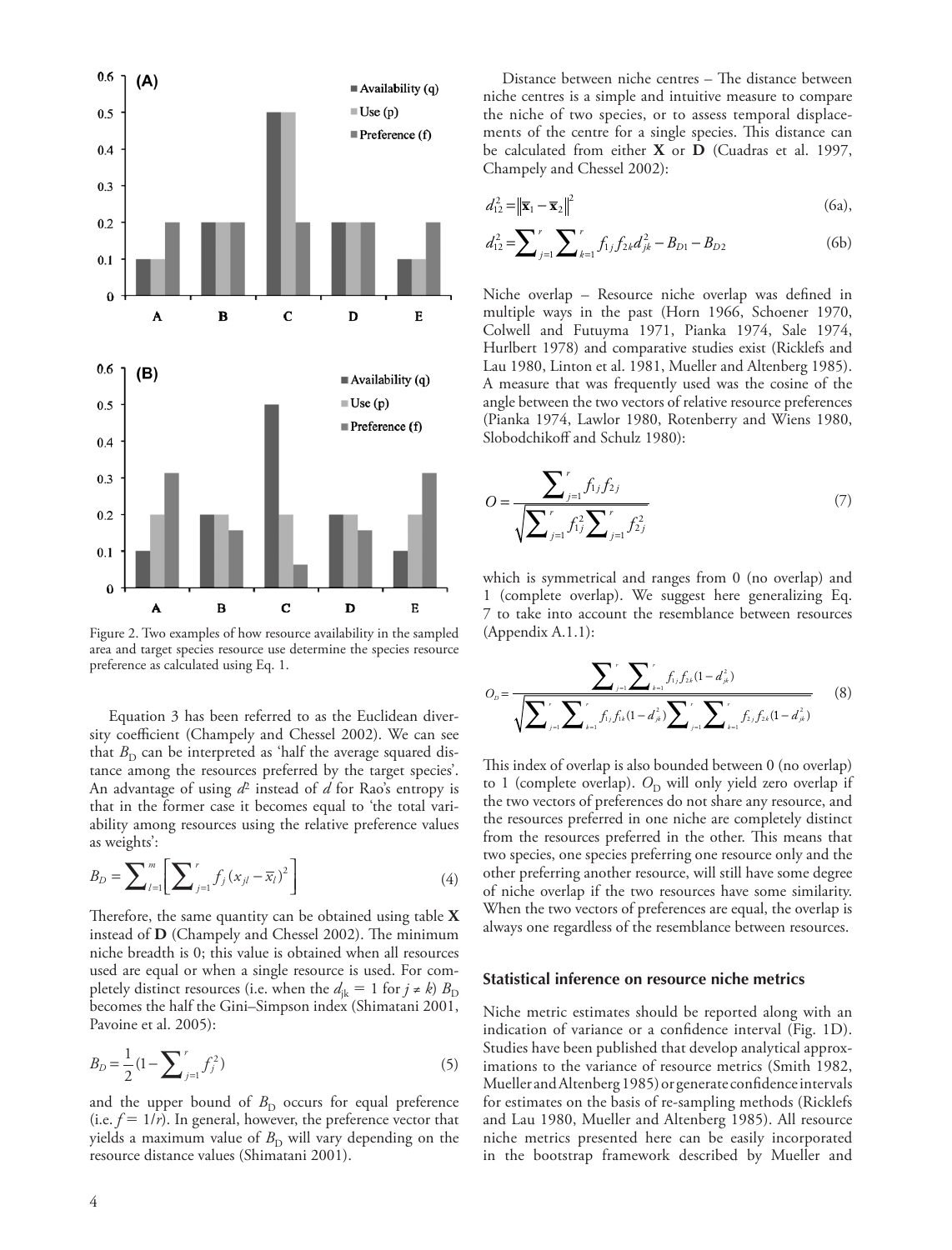Figure 2. Two examples of how resource availability in the sampled area and target species resource use determine the species resource preference as calculated using Eq. 1.

Equation 3 has been referred to as the Euclidean diversity coefficient (Champely and Chessel 2002). We can see that $B_D$ can be interpreted as 'half the average squared distance among the resources preferred by the target species'. An advantage of using $d^2$ instead of $d$ for Rao's entropy is that in the former case it becomes equal to 'the total variability among resources using the relative preference values as weights':

$$B_D = \sum_{l=1}^{m}\left[\sum_{j=1}^{r} f_j (x_{jl} - \bar{x}_l)^2\right] \tag{4}$$

Therefore, the same quantity can be obtained using table **X** instead of **D** (Champely and Chessel 2002). The minimum niche breadth is 0; this value is obtained when all resources used are equal or when a single resource is used. For completely distinct resources (i.e. when the $d_{jk} = 1$ for $j \neq k$) $B_D$ becomes the half the Gini–Simpson index (Shimatani 2001, Pavoine et al. 2005):

$$B_D = \frac{1}{2}\left(1 - \sum_{j=1}^{r} f_j^2\right) \tag{5}$$

and the upper bound of $B_D$ occurs for equal preference (i.e. $f = 1/r$). In general, however, the preference vector that yields a maximum value of $B_D$ will vary depending on the resource distance values (Shimatani 2001).

Distance between niche centres – The distance between niche centres is a simple and intuitive measure to compare the niche of two species, or to assess temporal displacements of the centre for a single species. This distance can be calculated from either **X** or **D** (Cuadras et al. 1997, Champely and Chessel 2002):

$$d_{12}^2 = \left\| \bar{\mathbf{x}}_1 - \bar{\mathbf{x}}_2 \right\|^2 \tag{6a}$$

$$d_{12}^2 = \sum_{j=1}^{r} \sum_{k=1}^{r} f_{1j} f_{2k} d_{jk}^2 - B_{D1} - B_{D2} \tag{6b}$$

Niche overlap – Resource niche overlap was defined in multiple ways in the past (Horn 1966, Schoener 1970, Colwell and Futuyma 1971, Pianka 1974, Sale 1974, Hurlbert 1978) and comparative studies exist (Ricklefs and Lau 1980, Linton et al. 1981, Mueller and Altenberg 1985). A measure that was frequently used was the cosine of the angle between the two vectors of relative resource preferences (Pianka 1974, Lawlor 1980, Rotenberry and Wiens 1980, Slobodchikoff and Schulz 1980):

$$O = \frac{\sum_{j=1}^{r} f_{1j} f_{2j}}{\sqrt{\sum_{j=1}^{r} f_{1j}^2 \sum_{j=1}^{r} f_{2j}^2}} \tag{7}$$

which is symmetrical and ranges from 0 (no overlap) and 1 (complete overlap). We suggest here generalizing Eq. 7 to take into account the resemblance between resources (Appendix A.1.1):

$$O_D = \frac{\sum_{j=1}^{r} \sum_{k=1}^{r} f_{1j} f_{2k} (1 - d_{jk}^2)}{\sqrt{\sum_{j=1}^{r} \sum_{k=1}^{r} f_{1j} f_{1k} (1 - d_{jk}^2) \sum_{j=1}^{r} \sum_{k=1}^{r} f_{2j} f_{2k} (1 - d_{jk}^2)}} \tag{8}$$

This index of overlap is also bounded between 0 (no overlap) to 1 (complete overlap). $O_D$ will only yield zero overlap if the two vectors of preferences do not share any resource, and the resources preferred in one niche are completely distinct from the resources preferred in the other. This means that two species, one species preferring one resource only and the other preferring another resource, will still have some degree of niche overlap if the two resources have some similarity. When the two vectors of preferences are equal, the overlap is always one regardless of the resemblance between resources.

### Statistical inference on resource niche metrics

Niche metric estimates should be reported along with an indication of variance or a confidence interval (Fig. 1D). Studies have been published that develop analytical approximations to the variance of resource metrics (Smith 1982, Mueller and Altenberg 1985) or generate confidence intervals for estimates on the basis of re-sampling methods (Ricklefs and Lau 1980, Mueller and Altenberg 1985). All resource niche metrics presented here can be easily incorporated in the bootstrap framework described by Mueller and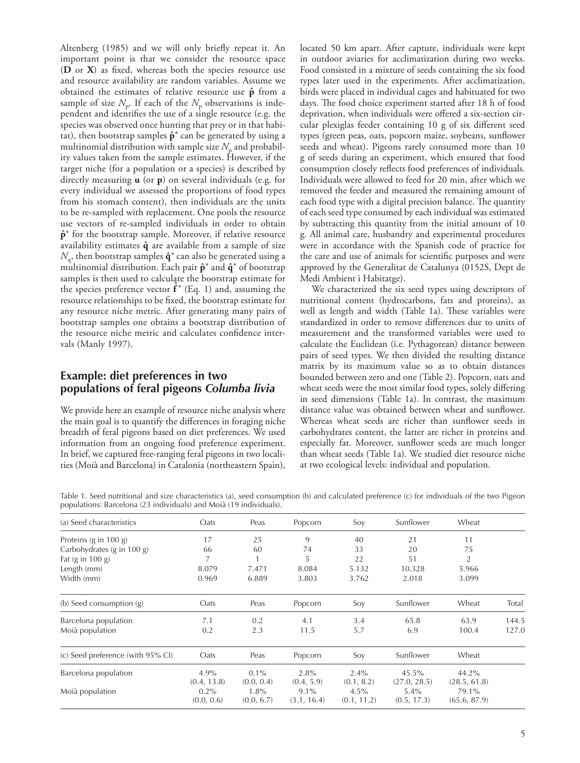Altenberg (1985) and we will only briefly repeat it. An important point is that we consider the resource space (**D** or **X**) as fixed, whereas both the species resource use and resource availability are random variables. Assume we obtained the estimates of relative resource use $\hat{\mathbf{p}}$ from a sample of size $N_p$. If each of the $N_p$ observations is independent and identifies the use of a single resource (e.g. the species was observed once hunting that prey or in that habitat), then bootstrap samples $\hat{\mathbf{p}}^*$ can be generated by using a multinomial distribution with sample size $N_p$ and probability values taken from the sample estimates. However, if the target niche (for a population or a species) is described by directly measuring **u** (or **p**) on several individuals (e.g. for every individual we assessed the proportions of food types from his stomach content), then individuals are the units to be re-sampled with replacement. One pools the resource use vectors of re-sampled individuals in order to obtain $\hat{\mathbf{p}}^*$ for the bootstrap sample. Moreover, if relative resource availability estimates $\hat{\mathbf{q}}$ are available from a sample of size $N_q$, then bootstrap samples $\hat{\mathbf{q}}^*$ can also be generated using a multinomial distribution. Each pair $\hat{\mathbf{p}}^*$ and $\hat{\mathbf{q}}^*$ of bootstrap samples is then used to calculate the bootstrap estimate for the species preference vector $\hat{\mathbf{f}}^*$ (Eq. 1) and, assuming the resource relationships to be fixed, the bootstrap estimate for any resource niche metric. After generating many pairs of bootstrap samples one obtains a bootstrap distribution of the resource niche metric and calculates confidence intervals (Manly 1997).

## Example: diet preferences in two populations of feral pigeons *Columba livia*

We provide here an example of resource niche analysis where the main goal is to quantify the differences in foraging niche breadth of feral pigeons based on diet preferences. We used information from an ongoing food preference experiment. In brief, we captured free-ranging feral pigeons in two localities (Moià and Barcelona) in Catalonia (northeastern Spain), located 50 km apart. After capture, individuals were kept in outdoor aviaries for acclimatization during two weeks. Food consisted in a mixture of seeds containing the six food types later used in the experiments. After acclimatization, birds were placed in individual cages and habituated for two days. The food choice experiment started after 18 h of food deprivation, when individuals were offered a six-section circular plexiglas feeder containing 10 g of six different seed types (green peas, oats, popcorn maize, soybeans, sunflower seeds and wheat). Pigeons rarely consumed more than 10 g of seeds during an experiment, which ensured that food consumption closely reflects food preferences of individuals. Individuals were allowed to feed for 20 min, after which we removed the feeder and measured the remaining amount of each food type with a digital precision balance. The quantity of each seed type consumed by each individual was estimated by subtracting this quantity from the initial amount of 10 g. All animal care, husbandry and experimental procedures were in accordance with the Spanish code of practice for the care and use of animals for scientific purposes and were approved by the Generalitat de Catalunya (0152S, Dept de Medi Ambient i Habitatge).

We characterized the six seed types using descriptors of nutritional content (hydrocarbons, fats and proteins), as well as length and width (Table 1a). These variables were standardized in order to remove differences due to units of measurement and the transformed variables were used to calculate the Euclidean (i.e. Pythagorean) distance between pairs of seed types. We then divided the resulting distance matrix by its maximum value so as to obtain distances bounded between zero and one (Table 2). Popcorn, oats and wheat seeds were the most similar food types, solely differing in seed dimensions (Table 1a). In contrast, the maximum distance value was obtained between wheat and sunflower. Whereas wheat seeds are richer than sunflower seeds in carbohydrates content, the latter are richer in proteins and especially fat. Moreover, sunflower seeds are much longer than wheat seeds (Table 1a). We studied diet resource niche at two ecological levels: individual and population.

Table 1. Seed nutritional and size characteristics (a), seed consumption (b) and calculated preference (c) for individuals of the two Pigeon populations: Barcelona (23 individuals) and Moià (19 individuals).

| (a) Seed characteristics | Oats | Peas | Popcorn | Soy | Sunflower | Wheat | |
|---|---|---|---|---|---|---|---|
| Proteins (g in 100 g) | 17 | 25 | 9 | 40 | 21 | 11 | |
| Carbohydrates (g in 100 g) | 66 | 60 | 74 | 33 | 20 | 75 | |
| Fat (g in 100 g) | 7 | 1 | 5 | 22 | 51 | 2 | |
| Length (mm) | 8.079 | 7.471 | 8.084 | 5.132 | 10.328 | 5.966 | |
| Width (mm) | 0.969 | 6.889 | 3.803 | 3.762 | 2.018 | 3.099 | |
| **(b) Seed consumption (g)** | **Oats** | **Peas** | **Popcorn** | **Soy** | **Sunflower** | **Wheat** | **Total** |
| Barcelona population | 7.1 | 0.2 | 4.1 | 3.4 | 65.8 | 63.9 | 144.5 |
| Moià population | 0.2 | 2.3 | 11.5 | 5.7 | 6.9 | 100.4 | 127.0 |
| **(c) Seed preference (with 95% CI)** | **Oats** | **Peas** | **Popcorn** | **Soy** | **Sunflower** | **Wheat** | |
| Barcelona population | 4.9% (0.4, 13.8) | 0.1% (0.0, 0.4) | 2.8% (0.4, 5.9) | 2.4% (0.1, 8.2) | 45.5% (27.0, 28.5) | 44.2% (28.5, 61.8) | |
| Moià population | 0.2% (0.0, 0.6) | 1.8% (0.0, 6.7) | 9.1% (3.1, 16.4) | 4.5% (0.1, 11.2) | 5.4% (0.5, 17.3) | 79.1% (65.6, 87.9) | |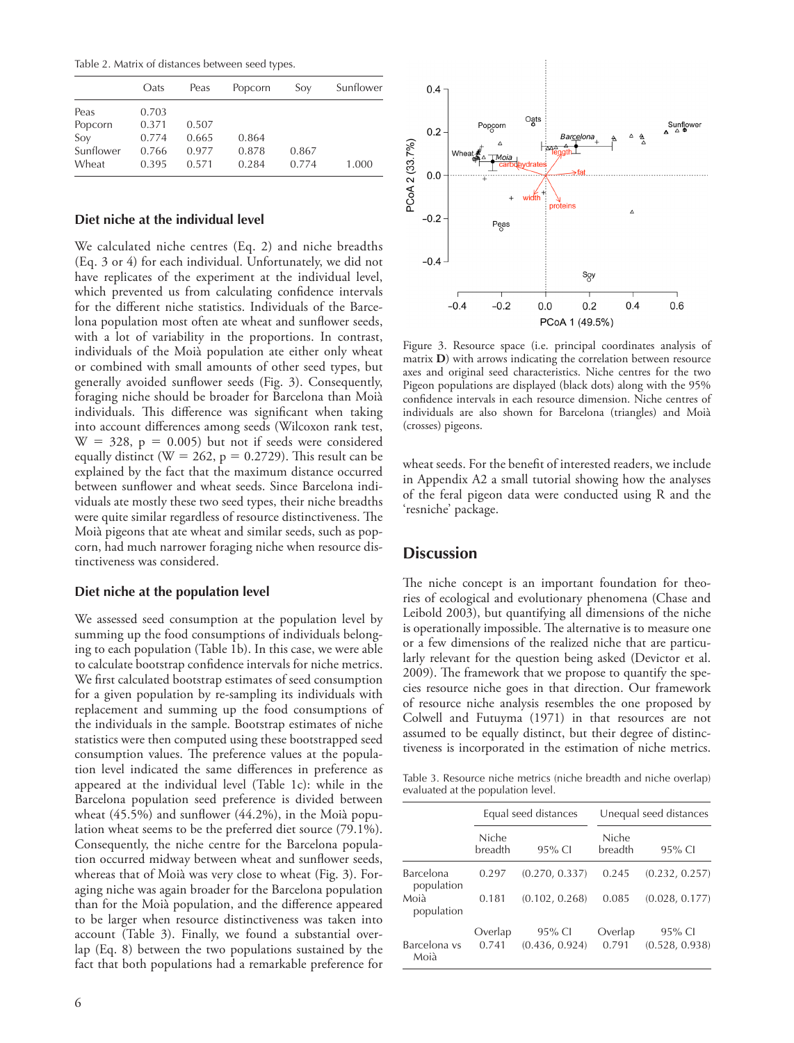Table 2. Matrix of distances between seed types.

| | Oats | Peas | Popcorn | Soy | Sunflower |
|---|---|---|---|---|---|
| Peas | 0.703 | | | | |
| Popcorn | 0.371 | 0.507 | | | |
| Soy | 0.774 | 0.665 | 0.864 | | |
| Sunflower | 0.766 | 0.977 | 0.878 | 0.867 | |
| Wheat | 0.395 | 0.571 | 0.284 | 0.774 | 1.000 |

### Diet niche at the individual level

We calculated niche centres (Eq. 2) and niche breadths (Eq. 3 or 4) for each individual. Unfortunately, we did not have replicates of the experiment at the individual level, which prevented us from calculating confidence intervals for the different niche statistics. Individuals of the Barcelona population most often ate wheat and sunflower seeds, with a lot of variability in the proportions. In contrast, individuals of the Moià population ate either only wheat or combined with small amounts of other seed types, but generally avoided sunflower seeds (Fig. 3). Consequently, foraging niche should be broader for Barcelona than Moià individuals. This difference was significant when taking into account differences among seeds (Wilcoxon rank test, $W = 328$, $p = 0.005$) but not if seeds were considered equally distinct ($W = 262$, $p = 0.2729$). This result can be explained by the fact that the maximum distance occurred between sunflower and wheat seeds. Since Barcelona individuals ate mostly these two seed types, their niche breadths were quite similar regardless of resource distinctiveness. The Moià pigeons that ate wheat and similar seeds, such as popcorn, had much narrower foraging niche when resource distinctiveness was considered.

### Diet niche at the population level

We assessed seed consumption at the population level by summing up the food consumptions of individuals belonging to each population (Table 1b). In this case, we were able to calculate bootstrap confidence intervals for niche metrics. We first calculated bootstrap estimates of seed consumption for a given population by re-sampling its individuals with replacement and summing up the food consumptions of the individuals in the sample. Bootstrap estimates of niche statistics were then computed using these bootstrapped seed consumption values. The preference values at the population level indicated the same differences in preference as appeared at the individual level (Table 1c): while in the Barcelona population seed preference is divided between wheat (45.5%) and sunflower (44.2%), in the Moià population wheat seems to be the preferred diet source (79.1%). Consequently, the niche centre for the Barcelona population occurred midway between wheat and sunflower seeds, whereas that of Moià was very close to wheat (Fig. 3). Foraging niche was again broader for the Barcelona population than for the Moià population, and the difference appeared to be larger when resource distinctiveness was taken into account (Table 3). Finally, we found a substantial overlap (Eq. 8) between the two populations sustained by the fact that both populations had a remarkable preference for wheat seeds. For the benefit of interested readers, we include in Appendix A2 a small tutorial showing how the analyses of the feral pigeon data were conducted using R and the 'resniche' package.

Figure 3. Resource space (i.e. principal coordinates analysis of matrix **D**) with arrows indicating the correlation between resource axes and original seed characteristics. Niche centres for the two Pigeon populations are displayed (black dots) along with the 95% confidence intervals in each resource dimension. Niche centres of individuals are also shown for Barcelona (triangles) and Moià (crosses) pigeons.

## Discussion

The niche concept is an important foundation for theories of ecological and evolutionary phenomena (Chase and Leibold 2003), but quantifying all dimensions of the niche is operationally impossible. The alternative is to measure one or a few dimensions of the realized niche that are particularly relevant for the question being asked (Devictor et al. 2009). The framework that we propose to quantify the species resource niche goes in that direction. Our framework of resource niche analysis resembles the one proposed by Colwell and Futuyma (1971) in that resources are not assumed to be equally distinct, but their degree of distinctiveness is incorporated in the estimation of niche metrics.

Table 3. Resource niche metrics (niche breadth and niche overlap) evaluated at the population level.

| | Equal seed distances | | Unequal seed distances | |
|---|---|---|---|---|
| | Niche breadth | 95% CI | Niche breadth | 95% CI |
| Barcelona population | 0.297 | (0.270, 0.337) | 0.245 | (0.232, 0.257) |
| Moià population | 0.181 | (0.102, 0.268) | 0.085 | (0.028, 0.177) |
| | Overlap | 95% CI | Overlap | 95% CI |
| Barcelona vs Moià | 0.741 | (0.436, 0.924) | 0.791 | (0.528, 0.938) |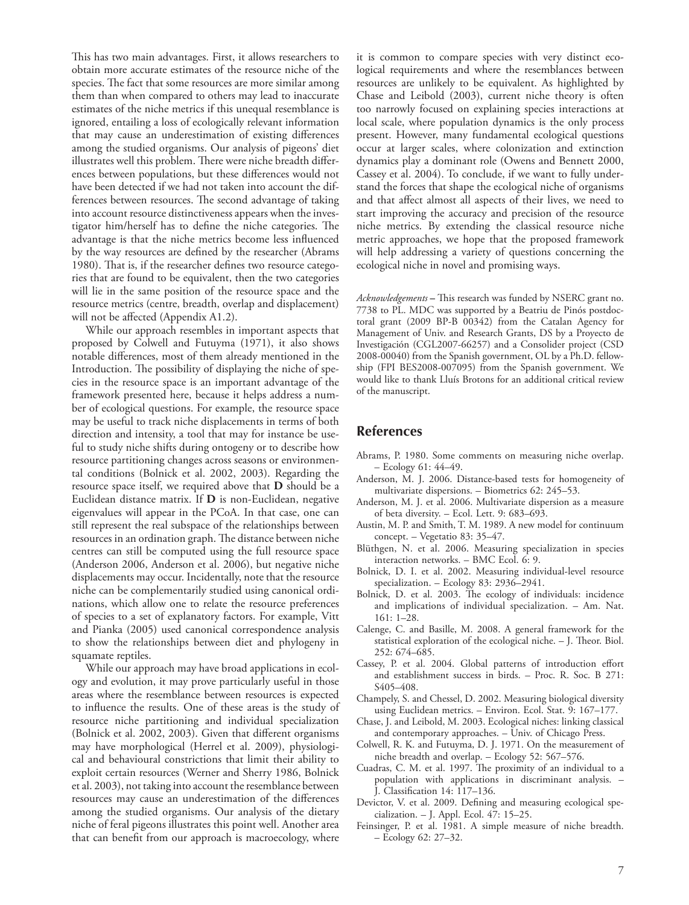This has two main advantages. First, it allows researchers to obtain more accurate estimates of the resource niche of the species. The fact that some resources are more similar among them than when compared to others may lead to inaccurate estimates of the niche metrics if this unequal resemblance is ignored, entailing a loss of ecologically relevant information that may cause an underestimation of existing differences among the studied organisms. Our analysis of pigeons' diet illustrates well this problem. There were niche breadth differences between populations, but these differences would not have been detected if we had not taken into account the differences between resources. The second advantage of taking into account resource distinctiveness appears when the investigator him/herself has to define the niche categories. The advantage is that the niche metrics become less influenced by the way resources are defined by the researcher (Abrams 1980). That is, if the researcher defines two resource categories that are found to be equivalent, then the two categories will lie in the same position of the resource space and the resource metrics (centre, breadth, overlap and displacement) will not be affected (Appendix A1.2).

While our approach resembles in important aspects that proposed by Colwell and Futuyma (1971), it also shows notable differences, most of them already mentioned in the Introduction. The possibility of displaying the niche of species in the resource space is an important advantage of the framework presented here, because it helps address a number of ecological questions. For example, the resource space may be useful to track niche displacements in terms of both direction and intensity, a tool that may for instance be useful to study niche shifts during ontogeny or to describe how resource partitioning changes across seasons or environmental conditions (Bolnick et al. 2002, 2003). Regarding the resource space itself, we required above that **D** should be a Euclidean distance matrix. If **D** is non-Euclidean, negative eigenvalues will appear in the PCoA. In that case, one can still represent the real subspace of the relationships between resources in an ordination graph. The distance between niche centres can still be computed using the full resource space (Anderson 2006, Anderson et al. 2006), but negative niche displacements may occur. Incidentally, note that the resource niche can be complementarily studied using canonical ordinations, which allow one to relate the resource preferences of species to a set of explanatory factors. For example, Vitt and Pianka (2005) used canonical correspondence analysis to show the relationships between diet and phylogeny in squamate reptiles.

While our approach may have broad applications in ecology and evolution, it may prove particularly useful in those areas where the resemblance between resources is expected to influence the results. One of these areas is the study of resource niche partitioning and individual specialization (Bolnick et al. 2002, 2003). Given that different organisms may have morphological (Herrel et al. 2009), physiological and behavioural constrictions that limit their ability to exploit certain resources (Werner and Sherry 1986, Bolnick et al. 2003), not taking into account the resemblance between resources may cause an underestimation of the differences among the studied organisms. Our analysis of the dietary niche of feral pigeons illustrates this point well. Another area that can benefit from our approach is macroecology, where it is common to compare species with very distinct ecological requirements and where the resemblances between resources are unlikely to be equivalent. As highlighted by Chase and Leibold (2003), current niche theory is often too narrowly focused on explaining species interactions at local scale, where population dynamics is the only process present. However, many fundamental ecological questions occur at larger scales, where colonization and extinction dynamics play a dominant role (Owens and Bennett 2000, Cassey et al. 2004). To conclude, if we want to fully understand the forces that shape the ecological niche of organisms and that affect almost all aspects of their lives, we need to start improving the accuracy and precision of the resource niche metrics. By extending the classical resource niche metric approaches, we hope that the proposed framework will help addressing a variety of questions concerning the ecological niche in novel and promising ways.

*Acknowledgements* – This research was funded by NSERC grant no. 7738 to PL. MDC was supported by a Beatriu de Pinós postdoctoral grant (2009 BP-B 00342) from the Catalan Agency for Management of Univ. and Research Grants, DS by a Proyecto de Investigación (CGL2007-66257) and a Consolider project (CSD 2008-00040) from the Spanish government, OL by a Ph.D. fellowship (FPI BES2008-007095) from the Spanish government. We would like to thank Lluís Brotons for an additional critical review of the manuscript.

## References

Abrams, P. 1980. Some comments on measuring niche overlap. – Ecology 61: 44–49.

Anderson, M. J. 2006. Distance-based tests for homogeneity of multivariate dispersions. – Biometrics 62: 245–53.

Anderson, M. J. et al. 2006. Multivariate dispersion as a measure of beta diversity. – Ecol. Lett. 9: 683–693.

Austin, M. P. and Smith, T. M. 1989. A new model for continuum concept. – Vegetatio 83: 35–47.

Blüthgen, N. et al. 2006. Measuring specialization in species interaction networks. – BMC Ecol. 6: 9.

Bolnick, D. I. et al. 2002. Measuring individual-level resource specialization. – Ecology 83: 2936–2941.

Bolnick, D. et al. 2003. The ecology of individuals: incidence and implications of individual specialization. – Am. Nat. 161: 1–28.

Calenge, C. and Basille, M. 2008. A general framework for the statistical exploration of the ecological niche. – J. Theor. Biol. 252: 674–685.

Cassey, P. et al. 2004. Global patterns of introduction effort and establishment success in birds. – Proc. R. Soc. B 271: S405–408.

Champely, S. and Chessel, D. 2002. Measuring biological diversity using Euclidean metrics. – Environ. Ecol. Stat. 9: 167–177.

Chase, J. and Leibold, M. 2003. Ecological niches: linking classical and contemporary approaches. – Univ. of Chicago Press.

Colwell, R. K. and Futuyma, D. J. 1971. On the measurement of niche breadth and overlap. – Ecology 52: 567–576.

Cuadras, C. M. et al. 1997. The proximity of an individual to a population with applications in discriminant analysis. – J. Classification 14: 117–136.

Devictor, V. et al. 2009. Defining and measuring ecological specialization. – J. Appl. Ecol. 47: 15–25.

Feinsinger, P. et al. 1981. A simple measure of niche breadth. – Ecology 62: 27–32.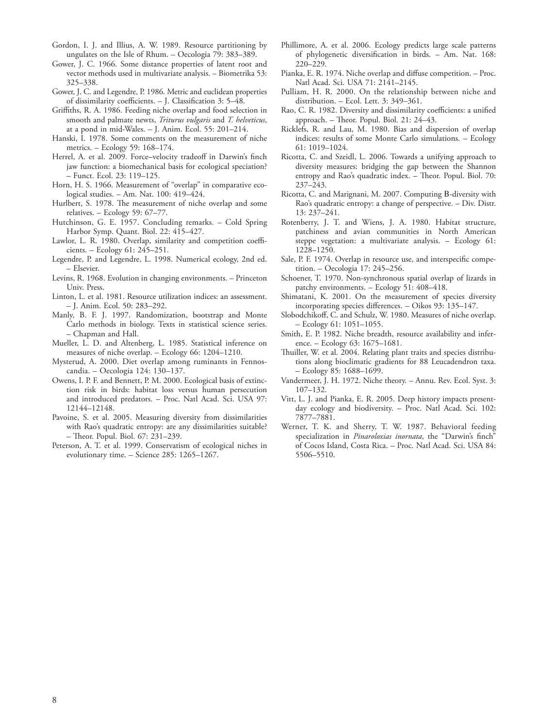Gordon, I. J. and Illius, A. W. 1989. Resource partitioning by ungulates on the Isle of Rhum. – Oecologia 79: 383–389.

Gower, J. C. 1966. Some distance properties of latent root and vector methods used in multivariate analysis. – Biometrika 53: 325–338.

Gower, J. C. and Legendre, P. 1986. Metric and euclidean properties of dissimilarity coefficients. – J. Classification 3: 5–48.

Griffiths, R. A. 1986. Feeding niche overlap and food selection in smooth and palmate newts, *Triturus vulgaris* and *T. helveticus*, at a pond in mid-Wales. – J. Anim. Ecol. 55: 201–214.

Hanski, I. 1978. Some comments on the measurement of niche metrics. – Ecology 59: 168–174.

Herrel, A. et al. 2009. Force–velocity tradeoff in Darwin's finch jaw function: a biomechanical basis for ecological speciation? – Funct. Ecol. 23: 119–125.

Horn, H. S. 1966. Measurement of "overlap" in comparative ecological studies. – Am. Nat. 100: 419–424.

Hurlbert, S. 1978. The measurement of niche overlap and some relatives. – Ecology 59: 67–77.

Hutchinson, G. E. 1957. Concluding remarks. – Cold Spring Harbor Symp. Quant. Biol. 22: 415–427.

Lawlor, L. R. 1980. Overlap, similarity and competition coefficients. – Ecology 61: 245–251.

Legendre, P. and Legendre, L. 1998. Numerical ecology, 2nd ed. – Elsevier.

Levins, R. 1968. Evolution in changing environments. – Princeton Univ. Press.

Linton, L. et al. 1981. Resource utilization indices: an assessment. – J. Anim. Ecol. 50: 283–292.

Manly, B. F. J. 1997. Randomization, bootstrap and Monte Carlo methods in biology. Texts in statistical science series. – Chapman and Hall.

Mueller, L. D. and Altenberg, L. 1985. Statistical inference on measures of niche overlap. – Ecology 66: 1204–1210.

Mysterud, A. 2000. Diet overlap among ruminants in Fennoscandia. – Oecologia 124: 130–137.

Owens, I. P. F. and Bennett, P. M. 2000. Ecological basis of extinction risk in birds: habitat loss versus human persecution and introduced predators. – Proc. Natl Acad. Sci. USA 97: 12144–12148.

Pavoine, S. et al. 2005. Measuring diversity from dissimilarities with Rao's quadratic entropy: are any dissimilarities suitable? – Theor. Popul. Biol. 67: 231–239.

Peterson, A. T. et al. 1999. Conservatism of ecological niches in evolutionary time. – Science 285: 1265–1267.

Phillimore, A. et al. 2006. Ecology predicts large scale patterns of phylogenetic diversification in birds. – Am. Nat. 168: 220–229.

Pianka, E. R. 1974. Niche overlap and diffuse competition. – Proc. Natl Acad. Sci. USA 71: 2141–2145.

Pulliam, H. R. 2000. On the relationship between niche and distribution. – Ecol. Lett. 3: 349–361.

Rao, C. R. 1982. Diversity and dissimilarity coefficients: a unified approach. – Theor. Popul. Biol. 21: 24–43.

Ricklefs, R. and Lau, M. 1980. Bias and dispersion of overlap indices: results of some Monte Carlo simulations. – Ecology 61: 1019–1024.

Ricotta, C. and Szeidl, L. 2006. Towards a unifying approach to diversity measures: bridging the gap between the Shannon entropy and Rao's quadratic index. – Theor. Popul. Biol. 70: 237–243.

Ricotta, C. and Marignani, M. 2007. Computing B-diversity with Rao's quadratic entropy: a change of perspective. – Div. Distr. 13: 237–241.

Rotenberry, J. T. and Wiens, J. A. 1980. Habitat structure, patchiness and avian communities in North American steppe vegetation: a multivariate analysis. – Ecology 61: 1228–1250.

Sale, P. F. 1974. Overlap in resource use, and interspecific competition. – Oecologia 17: 245–256.

Schoener, T. 1970. Non-synchronous spatial overlap of lizards in patchy environments. – Ecology 51: 408–418.

Shimatani, K. 2001. On the measurement of species diversity incorporating species differences. – Oikos 93: 135–147.

Slobodchikoff, C. and Schulz, W. 1980. Measures of niche overlap. – Ecology 61: 1051–1055.

Smith, E. P. 1982. Niche breadth, resource availability and inference. – Ecology 63: 1675–1681.

Thuiller, W. et al. 2004. Relating plant traits and species distributions along bioclimatic gradients for 88 Leucadendron taxa. – Ecology 85: 1688–1699.

Vandermeer, J. H. 1972. Niche theory. – Annu. Rev. Ecol. Syst. 3: 107–132.

Vitt, L. J. and Pianka, E. R. 2005. Deep history impacts present-day ecology and biodiversity. – Proc. Natl Acad. Sci. 102: 7877–7881.

Werner, T. K. and Sherry, T. W. 1987. Behavioral feeding specialization in *Pinaroloxias inornata*, the "Darwin's finch" of Cocos Island, Costa Rica. – Proc. Natl Acad. Sci. USA 84: 5506–5510.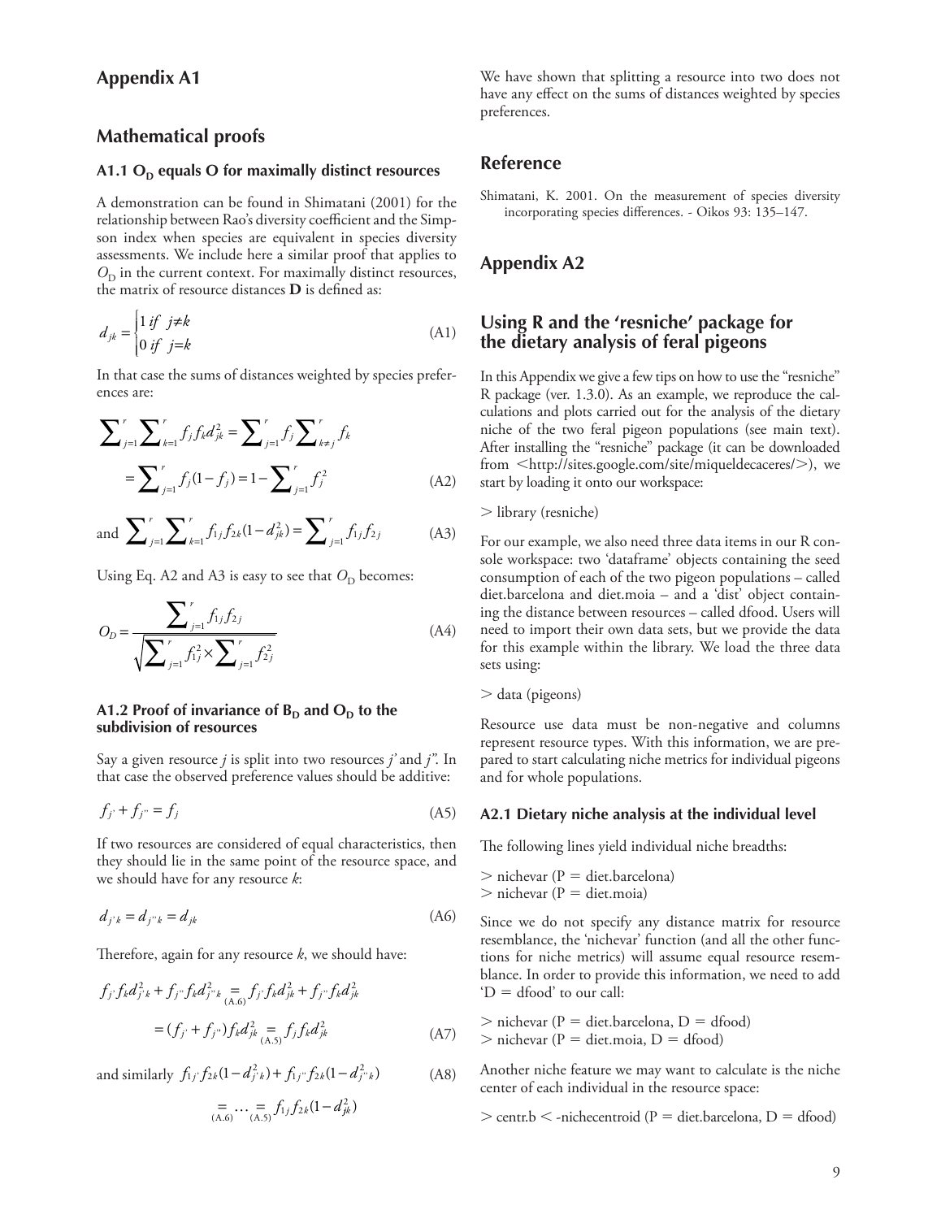## Appendix A1

## Mathematical proofs

### A1.1 $O_D$ equals O for maximally distinct resources

A demonstration can be found in Shimatani (2001) for the relationship between Rao's diversity coefficient and the Simpson index when species are equivalent in species diversity assessments. We include here a similar proof that applies to $O_D$ in the current context. For maximally distinct resources, the matrix of resource distances **D** is defined as:

$$d_{jk} = \begin{cases} 1 \text{ if } j \neq k \\ 0 \text{ if } j = k \end{cases} \tag{A1}$$

In that case the sums of distances weighted by species preferences are:

$$\sum_{j=1}^{r} \sum_{k=1}^{r} f_j f_k d_{jk}^2 = \sum_{j=1}^{r} f_j \sum_{k \neq j}^{r} f_k$$
$$= \sum_{j=1}^{r} f_j (1 - f_j) = 1 - \sum_{j=1}^{r} f_j^2 \tag{A2}$$

and $\sum_{j=1}^{r} \sum_{k=1}^{r} f_{1j} f_{2k} (1 - d_{jk}^2) = \sum_{j=1}^{r} f_{1j} f_{2j}$ (A3)

Using Eq. A2 and A3 is easy to see that $O_D$ becomes:

$$O_D = \frac{\sum_{j=1}^{r} f_{1j} f_{2j}}{\sqrt{\sum_{j=1}^{r} f_{1j}^2 \times \sum_{j=1}^{r} f_{2j}^2}} \tag{A4}$$

### A1.2 Proof of invariance of $B_D$ and $O_D$ to the subdivision of resources

Say a given resource $j$ is split into two resources $j'$ and $j''$. In that case the observed preference values should be additive:

$$f_{j'} + f_{j''} = f_j \tag{A5}$$

If two resources are considered of equal characteristics, then they should lie in the same point of the resource space, and we should have for any resource $k$:

$$d_{j'k} = d_{j''k} = d_{jk} \tag{A6}$$

Therefore, again for any resource $k$, we should have:

$$f_{j'} f_k d_{j'k}^2 + f_{j''} f_k d_{j''k}^2 \underset{(A.6)}{=} f_{j'} f_k d_{jk}^2 + f_{j''} f_k d_{jk}^2$$
$$= (f_{j'} + f_{j''}) f_k d_{jk}^2 \underset{(A.5)}{=} f_j f_k d_{jk}^2 \tag{A7}$$

and similarly $f_{1j'} f_{2k} (1 - d_{j'k}^2) + f_{1j''} f_{2k} (1 - d_{j''k}^2)$ (A8)

$$\underset{(A.6)}{=} \dots \underset{(A.5)}{=} f_{1j} f_{2k} (1 - d_{jk}^2)$$

We have shown that splitting a resource into two does not have any effect on the sums of distances weighted by species preferences.

## Reference

Shimatani, K. 2001. On the measurement of species diversity incorporating species differences. - Oikos 93: 135–147.

## Appendix A2

## Using R and the 'resniche' package for the dietary analysis of feral pigeons

In this Appendix we give a few tips on how to use the "resniche" R package (ver. 1.3.0). As an example, we reproduce the calculations and plots carried out for the analysis of the dietary niche of the two feral pigeon populations (see main text). After installing the "resniche" package (it can be downloaded from <http://sites.google.com/site/miqueldecaceres/>), we start by loading it onto our workspace:

```
> library (resniche)
```

For our example, we also need three data items in our R console workspace: two 'dataframe' objects containing the seed consumption of each of the two pigeon populations – called diet.barcelona and diet.moia – and a 'dist' object containing the distance between resources – called dfood. Users will need to import their own data sets, but we provide the data for this example within the library. We load the three data sets using:

```
> data (pigeons)
```

Resource use data must be non-negative and columns represent resource types. With this information, we are prepared to start calculating niche metrics for individual pigeons and for whole populations.

### A2.1 Dietary niche analysis at the individual level

The following lines yield individual niche breadths:

```
> nichevar (P = diet.barcelona)
> nichevar (P = diet.moia)
```

Since we do not specify any distance matrix for resource resemblance, the 'nichevar' function (and all the other functions for niche metrics) will assume equal resource resemblance. In order to provide this information, we need to add 'D = dfood' to our call:

```
> nichevar (P = diet.barcelona, D = dfood)
> nichevar (P = diet.moia, D = dfood)
```

Another niche feature we may want to calculate is the niche center of each individual in the resource space:

```
> centr.b < -nichecentroid (P = diet.barcelona, D = dfood)
```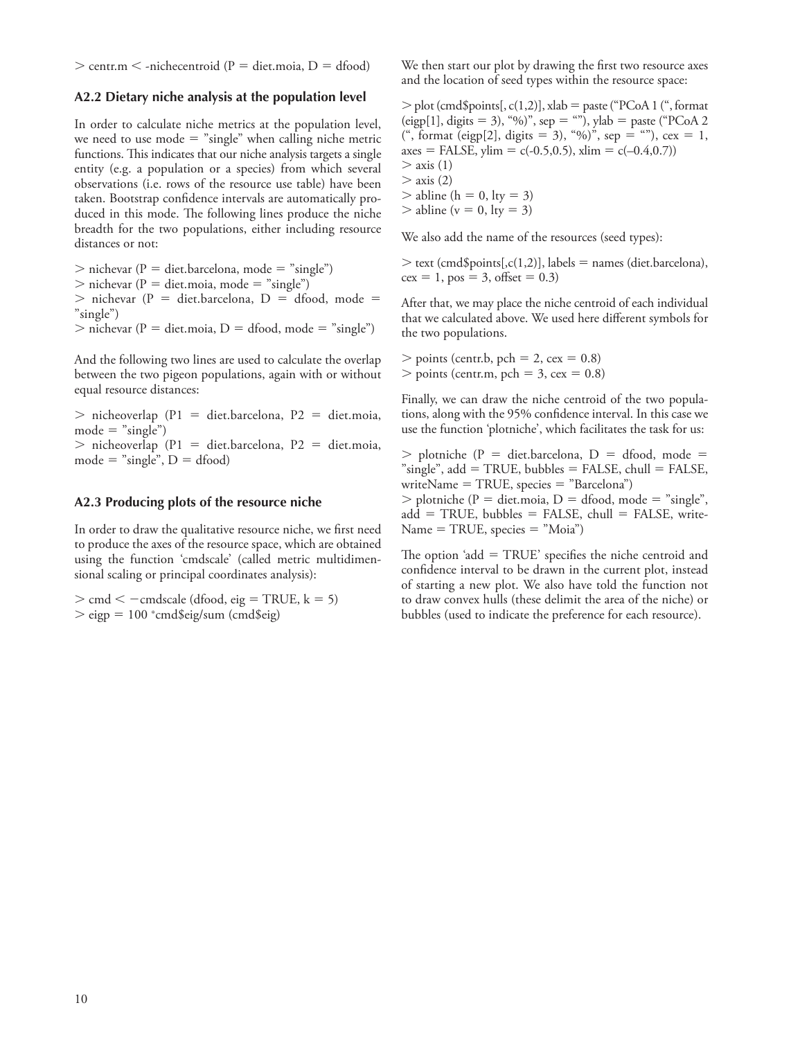```
> centr.m < -nichecentroid (P = diet.moia, D = dfood)
```

### A2.2 Dietary niche analysis at the population level

In order to calculate niche metrics at the population level, we need to use mode = "single" when calling niche metric functions. This indicates that our niche analysis targets a single entity (e.g. a population or a species) from which several observations (i.e. rows of the resource use table) have been taken. Bootstrap confidence intervals are automatically produced in this mode. The following lines produce the niche breadth for the two populations, either including resource distances or not:

```
> nichevar (P = diet.barcelona, mode = "single")
> nichevar (P = diet.moia, mode = "single")
> nichevar (P = diet.barcelona, D = dfood, mode = "single")
> nichevar (P = diet.moia, D = dfood, mode = "single")
```

And the following two lines are used to calculate the overlap between the two pigeon populations, again with or without equal resource distances:

```
> nicheoverlap (P1 = diet.barcelona, P2 = diet.moia, mode = "single")
> nicheoverlap (P1 = diet.barcelona, P2 = diet.moia, mode = "single", D = dfood)
```

### A2.3 Producing plots of the resource niche

In order to draw the qualitative resource niche, we first need to produce the axes of the resource space, which are obtained using the function 'cmdscale' (called metric multidimensional scaling or principal coordinates analysis):

```
> cmd < −cmdscale (dfood, eig = TRUE, k = 5)
> eigp = 100 *cmd$eig/sum (cmd$eig)
```

We then start our plot by drawing the first two resource axes and the location of seed types within the resource space:

```
> plot (cmd$points[, c(1,2)], xlab = paste ("PCoA 1 (", format (eigp[1], digits = 3), "%)", sep = ""), ylab = paste ("PCoA 2 (", format (eigp[2], digits = 3), "%)", sep = ""), cex = 1, axes = FALSE, ylim = c(-0.5,0.5), xlim = c(–0.4,0.7))
> axis (1)
> axis (2)
> abline (h = 0, lty = 3)
> abline (v = 0, lty = 3)
```

We also add the name of the resources (seed types):

```
> text (cmd$points[,c(1,2)], labels = names (diet.barcelona), cex = 1, pos = 3, offset = 0.3)
```

After that, we may place the niche centroid of each individual that we calculated above. We used here different symbols for the two populations.

```
> points (centr.b, pch = 2, cex = 0.8)
> points (centr.m, pch = 3, cex = 0.8)
```

Finally, we can draw the niche centroid of the two populations, along with the 95% confidence interval. In this case we use the function 'plotniche', which facilitates the task for us:

```
> plotniche (P = diet.barcelona, D = dfood, mode = "single", add = TRUE, bubbles = FALSE, chull = FALSE, writeName = TRUE, species = "Barcelona")
> plotniche (P = diet.moia, D = dfood, mode = "single", add = TRUE, bubbles = FALSE, chull = FALSE, writeName = TRUE, species = "Moia")
```

The option 'add = TRUE' specifies the niche centroid and confidence interval to be drawn in the current plot, instead of starting a new plot. We also have told the function not to draw convex hulls (these delimit the area of the niche) or bubbles (used to indicate the preference for each resource).